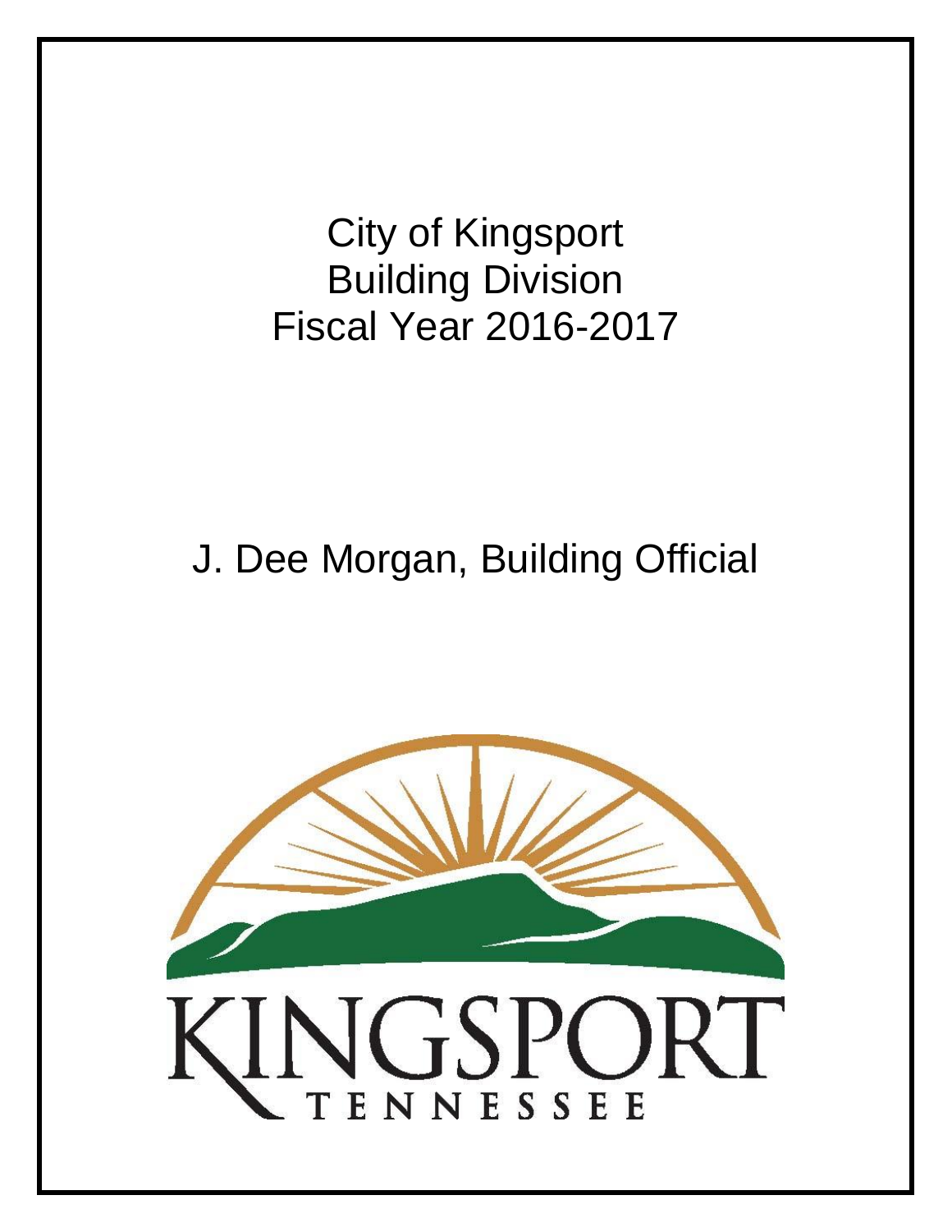# City of Kingsport
# Building Division
# Fiscal Year 2016-2017

## J. Dee Morgan, Building Official

KINGSPORT
TENNESSEE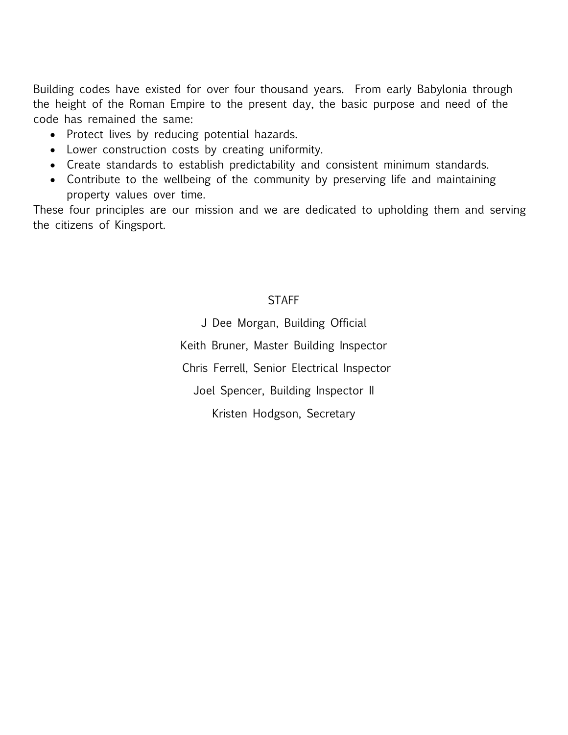Building codes have existed for over four thousand years. From early Babylonia through the height of the Roman Empire to the present day, the basic purpose and need of the code has remained the same:

- Protect lives by reducing potential hazards.
- Lower construction costs by creating uniformity.
- Create standards to establish predictability and consistent minimum standards.
- Contribute to the wellbeing of the community by preserving life and maintaining property values over time.

These four principles are our mission and we are dedicated to upholding them and serving the citizens of Kingsport.

STAFF

J Dee Morgan, Building Official

Keith Bruner, Master Building Inspector

Chris Ferrell, Senior Electrical Inspector

Joel Spencer, Building Inspector II

Kristen Hodgson, Secretary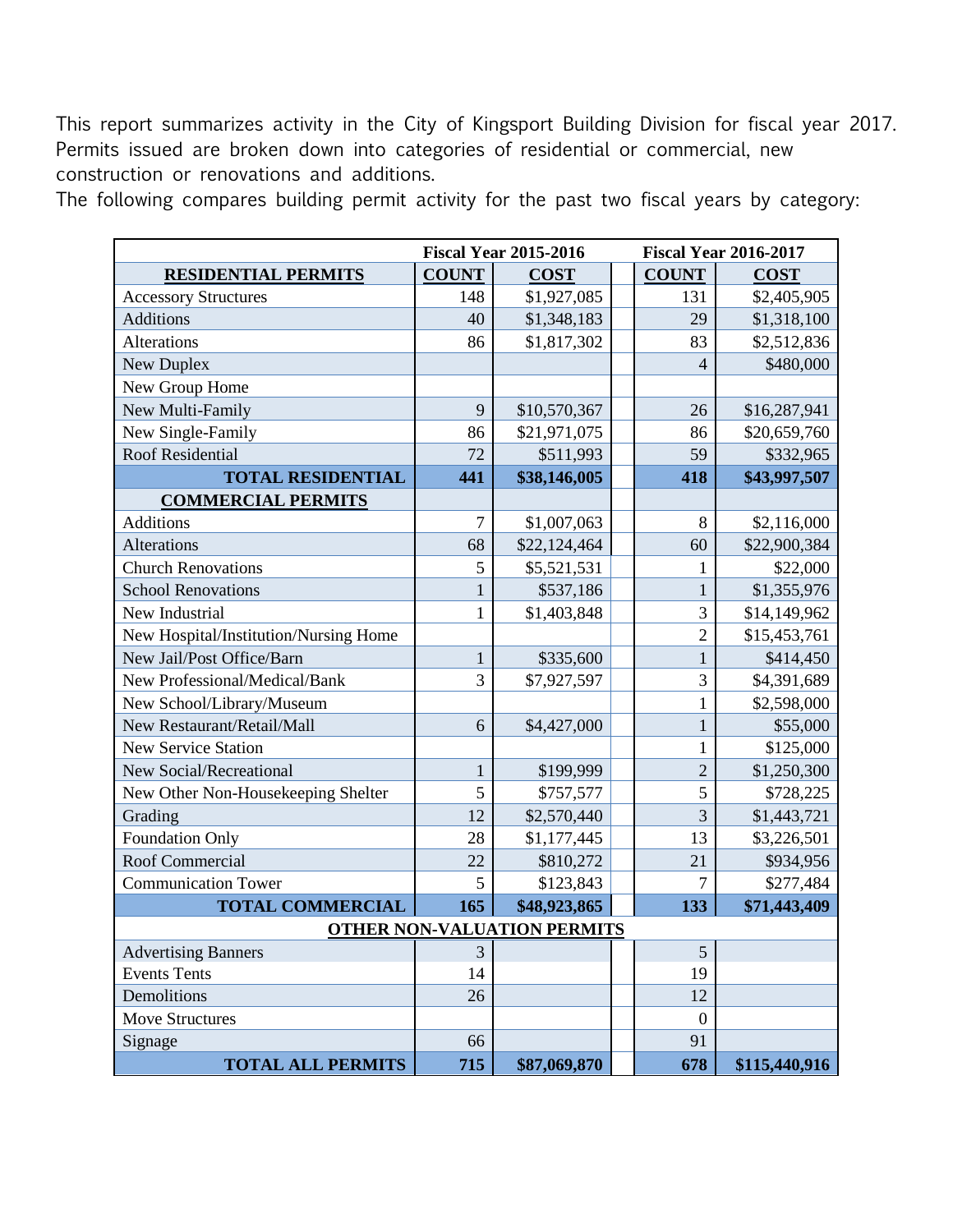This report summarizes activity in the City of Kingsport Building Division for fiscal year 2017. Permits issued are broken down into categories of residential or commercial, new construction or renovations and additions.

The following compares building permit activity for the past two fiscal years by category:

| | Fiscal Year 2015-2016 | | | Fiscal Year 2016-2017 | |
|---|---|---|---|---|---|
| **RESIDENTIAL PERMITS** | **COUNT** | **COST** | | **COUNT** | **COST** |
| Accessory Structures | 148 | $1,927,085 | | 131 | $2,405,905 |
| Additions | 40 | $1,348,183 | | 29 | $1,318,100 |
| Alterations | 86 | $1,817,302 | | 83 | $2,512,836 |
| New Duplex | | | | 4 | $480,000 |
| New Group Home | | | | | |
| New Multi-Family | 9 | $10,570,367 | | 26 | $16,287,941 |
| New Single-Family | 86 | $21,971,075 | | 86 | $20,659,760 |
| Roof Residential | 72 | $511,993 | | 59 | $332,965 |
| **TOTAL RESIDENTIAL** | **441** | **$38,146,005** | | **418** | **$43,997,507** |
| **COMMERCIAL PERMITS** | | | | | |
| Additions | 7 | $1,007,063 | | 8 | $2,116,000 |
| Alterations | 68 | $22,124,464 | | 60 | $22,900,384 |
| Church Renovations | 5 | $5,521,531 | | 1 | $22,000 |
| School Renovations | 1 | $537,186 | | 1 | $1,355,976 |
| New Industrial | 1 | $1,403,848 | | 3 | $14,149,962 |
| New Hospital/Institution/Nursing Home | | | | 2 | $15,453,761 |
| New Jail/Post Office/Barn | 1 | $335,600 | | 1 | $414,450 |
| New Professional/Medical/Bank | 3 | $7,927,597 | | 3 | $4,391,689 |
| New School/Library/Museum | | | | 1 | $2,598,000 |
| New Restaurant/Retail/Mall | 6 | $4,427,000 | | 1 | $55,000 |
| New Service Station | | | | 1 | $125,000 |
| New Social/Recreational | 1 | $199,999 | | 2 | $1,250,300 |
| New Other Non-Housekeeping Shelter | 5 | $757,577 | | 5 | $728,225 |
| Grading | 12 | $2,570,440 | | 3 | $1,443,721 |
| Foundation Only | 28 | $1,177,445 | | 13 | $3,226,501 |
| Roof Commercial | 22 | $810,272 | | 21 | $934,956 |
| Communication Tower | 5 | $123,843 | | 7 | $277,484 |
| **TOTAL COMMERCIAL** | **165** | **$48,923,865** | | **133** | **$71,443,409** |
| **OTHER NON-VALUATION PERMITS** | | | | | |
| Advertising Banners | 3 | | | 5 | |
| Events Tents | 14 | | | 19 | |
| Demolitions | 26 | | | 12 | |
| Move Structures | | | | 0 | |
| Signage | 66 | | | 91 | |
| **TOTAL ALL PERMITS** | **715** | **$87,069,870** | | **678** | **$115,440,916** |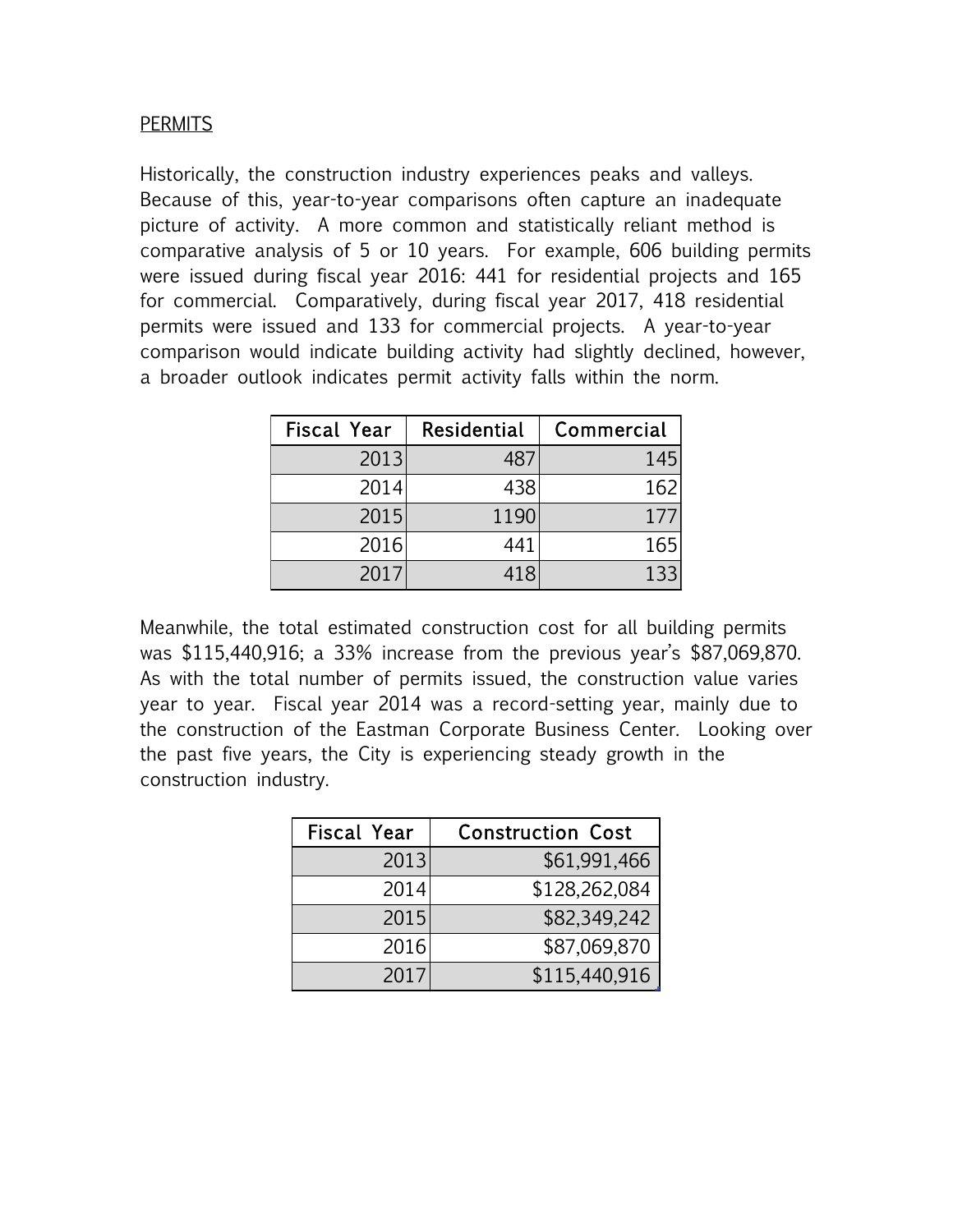PERMITS

Historically, the construction industry experiences peaks and valleys. Because of this, year-to-year comparisons often capture an inadequate picture of activity. A more common and statistically reliant method is comparative analysis of 5 or 10 years. For example, 606 building permits were issued during fiscal year 2016: 441 for residential projects and 165 for commercial. Comparatively, during fiscal year 2017, 418 residential permits were issued and 133 for commercial projects. A year-to-year comparison would indicate building activity had slightly declined, however, a broader outlook indicates permit activity falls within the norm.

| Fiscal Year | Residential | Commercial |
|---|---|---|
| 2013 | 487 | 145 |
| 2014 | 438 | 162 |
| 2015 | 1190 | 177 |
| 2016 | 441 | 165 |
| 2017 | 418 | 133 |

Meanwhile, the total estimated construction cost for all building permits was $115,440,916; a 33% increase from the previous year's $87,069,870. As with the total number of permits issued, the construction value varies year to year. Fiscal year 2014 was a record-setting year, mainly due to the construction of the Eastman Corporate Business Center. Looking over the past five years, the City is experiencing steady growth in the construction industry.

| Fiscal Year | Construction Cost |
|---|---|
| 2013 | $61,991,466 |
| 2014 | $128,262,084 |
| 2015 | $82,349,242 |
| 2016 | $87,069,870 |
| 2017 | $115,440,916 |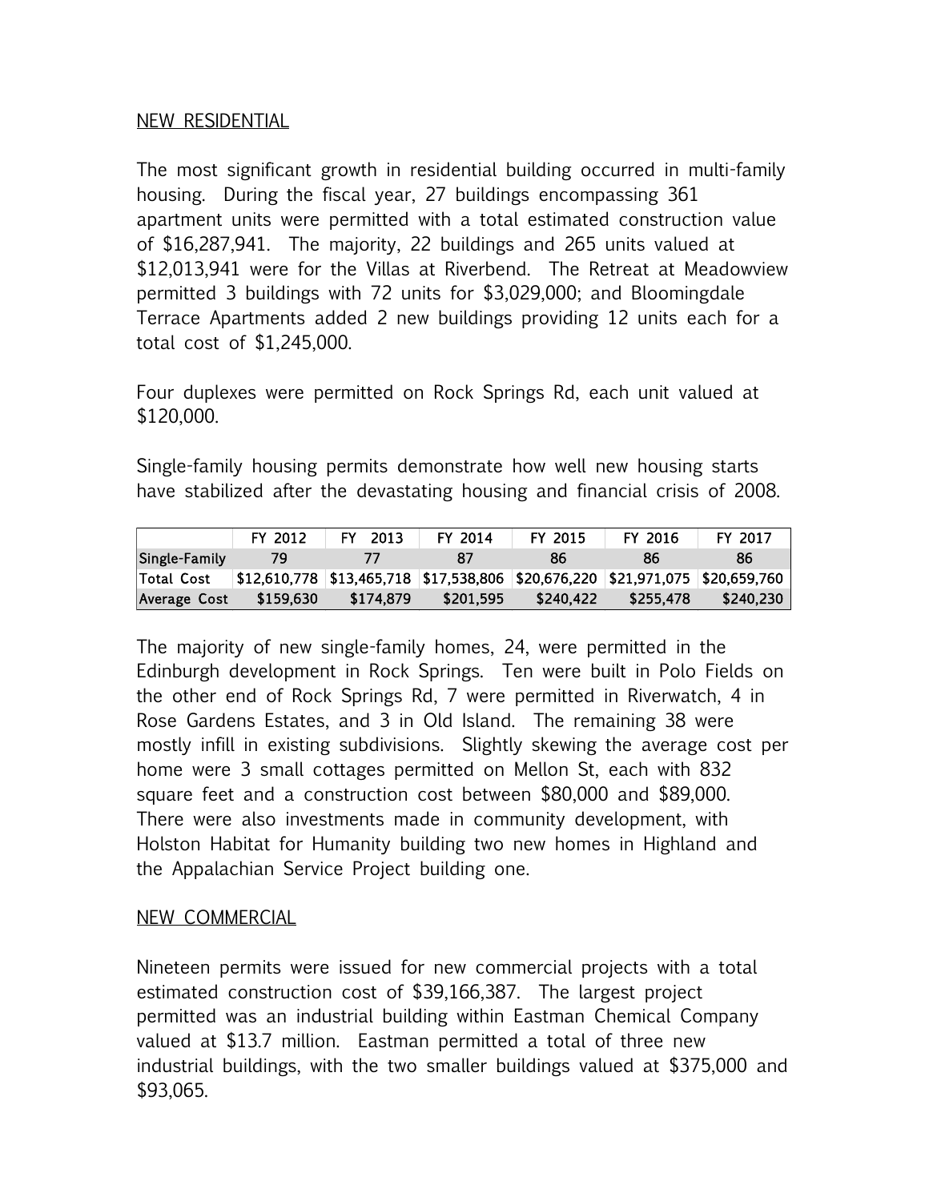## NEW RESIDENTIAL

The most significant growth in residential building occurred in multi-family housing. During the fiscal year, 27 buildings encompassing 361 apartment units were permitted with a total estimated construction value of $16,287,941. The majority, 22 buildings and 265 units valued at $12,013,941 were for the Villas at Riverbend. The Retreat at Meadowview permitted 3 buildings with 72 units for $3,029,000; and Bloomingdale Terrace Apartments added 2 new buildings providing 12 units each for a total cost of $1,245,000.

Four duplexes were permitted on Rock Springs Rd, each unit valued at $120,000.

Single-family housing permits demonstrate how well new housing starts have stabilized after the devastating housing and financial crisis of 2008.

| | FY 2012 | FY 2013 | FY 2014 | FY 2015 | FY 2016 | FY 2017 |
|---|---|---|---|---|---|---|
| Single-Family | 79 | 77 | 87 | 86 | 86 | 86 |
| Total Cost | $12,610,778 | $13,465,718 | $17,538,806 | $20,676,220 | $21,971,075 | $20,659,760 |
| Average Cost | $159,630 | $174,879 | $201,595 | $240,422 | $255,478 | $240,230 |

The majority of new single-family homes, 24, were permitted in the Edinburgh development in Rock Springs. Ten were built in Polo Fields on the other end of Rock Springs Rd, 7 were permitted in Riverwatch, 4 in Rose Gardens Estates, and 3 in Old Island. The remaining 38 were mostly infill in existing subdivisions. Slightly skewing the average cost per home were 3 small cottages permitted on Mellon St, each with 832 square feet and a construction cost between $80,000 and $89,000. There were also investments made in community development, with Holston Habitat for Humanity building two new homes in Highland and the Appalachian Service Project building one.

## NEW COMMERCIAL

Nineteen permits were issued for new commercial projects with a total estimated construction cost of $39,166,387. The largest project permitted was an industrial building within Eastman Chemical Company valued at $13.7 million. Eastman permitted a total of three new industrial buildings, with the two smaller buildings valued at $375,000 and $93,065.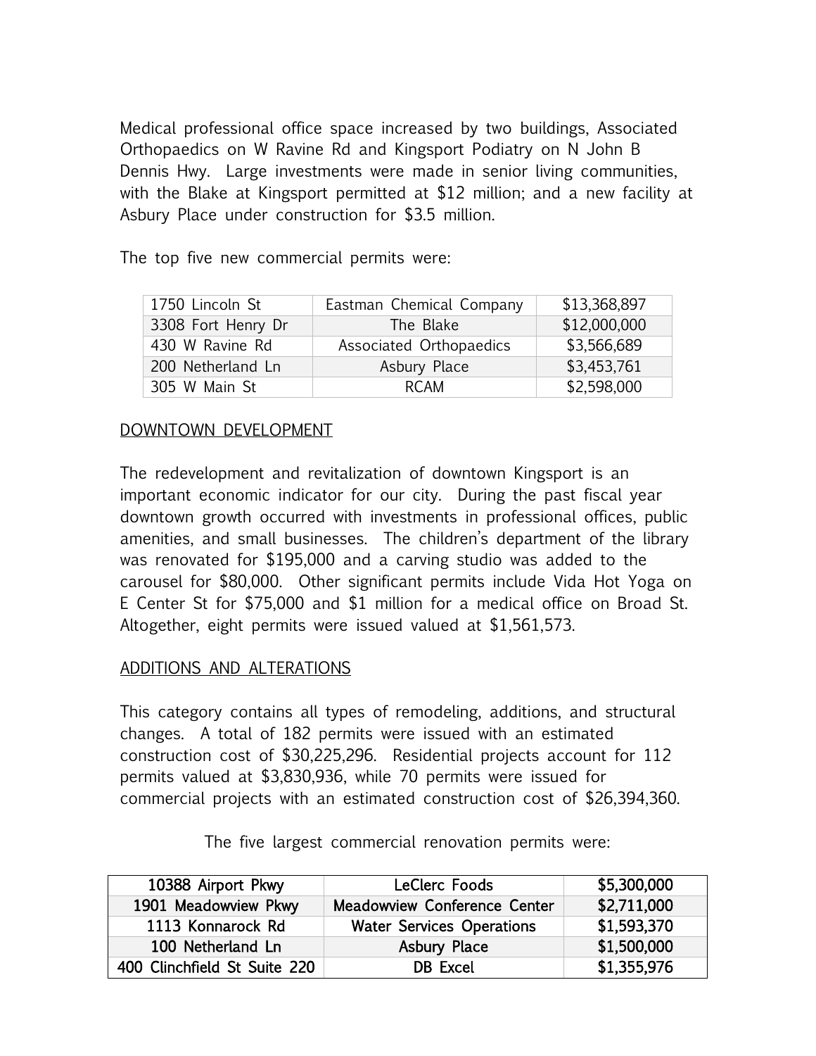Medical professional office space increased by two buildings, Associated Orthopaedics on W Ravine Rd and Kingsport Podiatry on N John B Dennis Hwy. Large investments were made in senior living communities, with the Blake at Kingsport permitted at $12 million; and a new facility at Asbury Place under construction for $3.5 million.

The top five new commercial permits were:

| | | |
|---|---|---|
| 1750 Lincoln St | Eastman Chemical Company | $13,368,897 |
| 3308 Fort Henry Dr | The Blake | $12,000,000 |
| 430 W Ravine Rd | Associated Orthopaedics | $3,566,689 |
| 200 Netherland Ln | Asbury Place | $3,453,761 |
| 305 W Main St | RCAM | $2,598,000 |

## DOWNTOWN DEVELOPMENT

The redevelopment and revitalization of downtown Kingsport is an important economic indicator for our city. During the past fiscal year downtown growth occurred with investments in professional offices, public amenities, and small businesses. The children's department of the library was renovated for $195,000 and a carving studio was added to the carousel for $80,000. Other significant permits include Vida Hot Yoga on E Center St for $75,000 and $1 million for a medical office on Broad St. Altogether, eight permits were issued valued at $1,561,573.

## ADDITIONS AND ALTERATIONS

This category contains all types of remodeling, additions, and structural changes. A total of 182 permits were issued with an estimated construction cost of $30,225,296. Residential projects account for 112 permits valued at $3,830,936, while 70 permits were issued for commercial projects with an estimated construction cost of $26,394,360.

The five largest commercial renovation permits were:

| | | |
|---|---|---|
| 10388 Airport Pkwy | LeClerc Foods | $5,300,000 |
| 1901 Meadowview Pkwy | Meadowview Conference Center | $2,711,000 |
| 1113 Konnarock Rd | Water Services Operations | $1,593,370 |
| 100 Netherland Ln | Asbury Place | $1,500,000 |
| 400 Clinchfield St Suite 220 | DB Excel | $1,355,976 |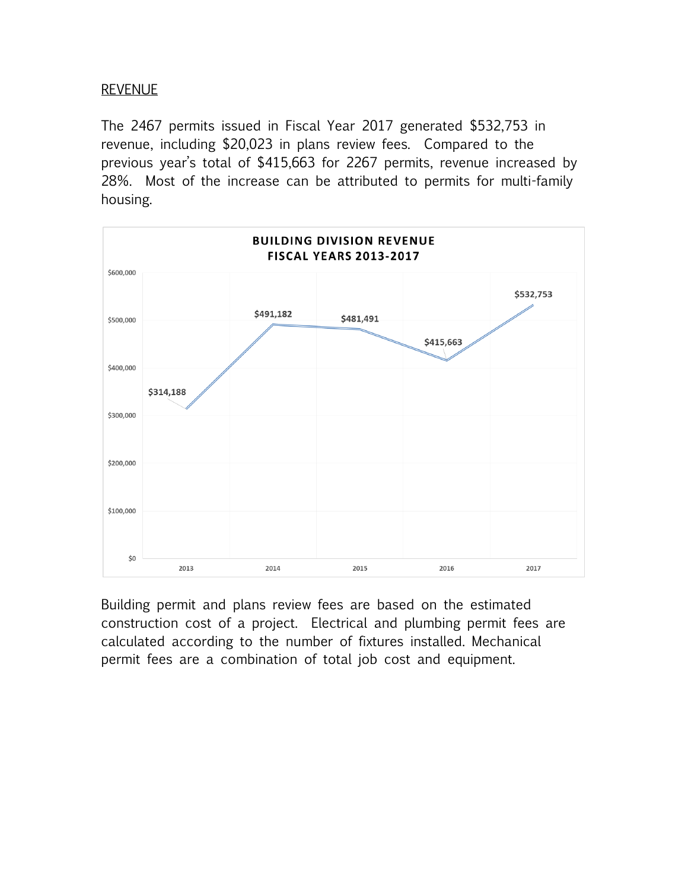REVENUE

The 2467 permits issued in Fiscal Year 2017 generated $532,753 in revenue, including $20,023 in plans review fees. Compared to the previous year's total of $415,663 for 2267 permits, revenue increased by 28%. Most of the increase can be attributed to permits for multi-family housing.

**BUILDING DIVISION REVENUE**
**FISCAL YEARS 2013-2017**

| Fiscal Year | Revenue |
| --- | --- |
| 2013 | $314,188 |
| 2014 | $491,182 |
| 2015 | $481,491 |
| 2016 | $415,663 |
| 2017 | $532,753 |

Building permit and plans review fees are based on the estimated construction cost of a project. Electrical and plumbing permit fees are calculated according to the number of fixtures installed. Mechanical permit fees are a combination of total job cost and equipment.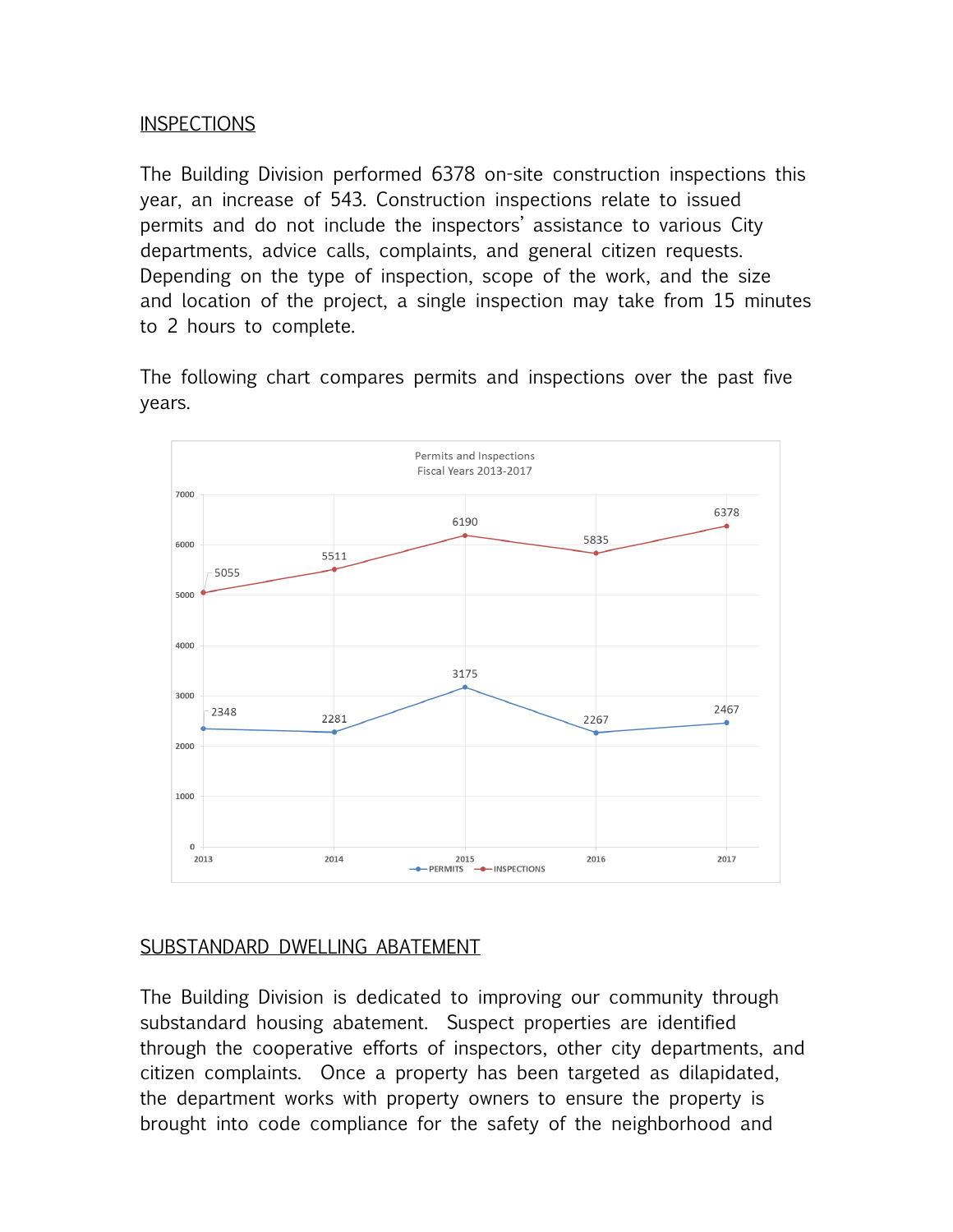## INSPECTIONS

The Building Division performed 6378 on-site construction inspections this year, an increase of 543. Construction inspections relate to issued permits and do not include the inspectors' assistance to various City departments, advice calls, complaints, and general citizen requests. Depending on the type of inspection, scope of the work, and the size and location of the project, a single inspection may take from 15 minutes to 2 hours to complete.

The following chart compares permits and inspections over the past five years.

Permits and Inspections
Fiscal Years 2013-2017

| Year | PERMITS | INSPECTIONS |
|---|---|---|
| 2013 | 2348 | 5055 |
| 2014 | 2281 | 5511 |
| 2015 | 3175 | 6190 |
| 2016 | 2267 | 5835 |
| 2017 | 2467 | 6378 |

## SUBSTANDARD DWELLING ABATEMENT

The Building Division is dedicated to improving our community through substandard housing abatement. Suspect properties are identified through the cooperative efforts of inspectors, other city departments, and citizen complaints. Once a property has been targeted as dilapidated, the department works with property owners to ensure the property is brought into code compliance for the safety of the neighborhood and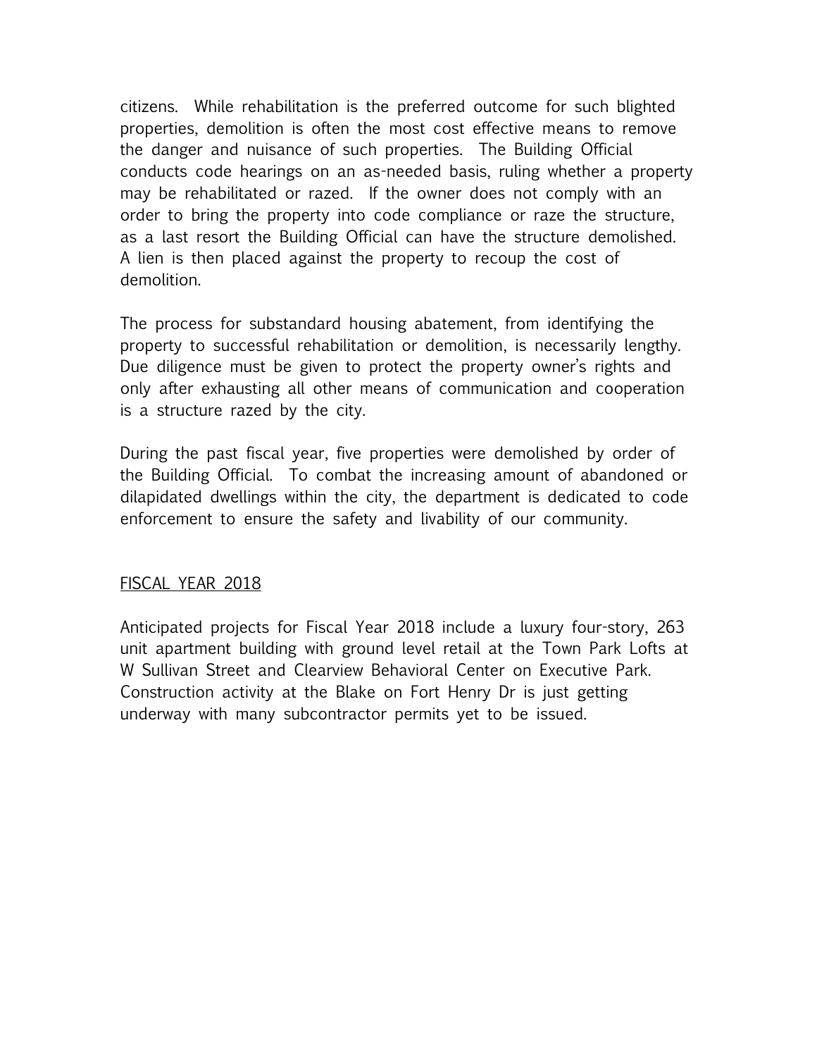citizens. While rehabilitation is the preferred outcome for such blighted properties, demolition is often the most cost effective means to remove the danger and nuisance of such properties. The Building Official conducts code hearings on an as-needed basis, ruling whether a property may be rehabilitated or razed. If the owner does not comply with an order to bring the property into code compliance or raze the structure, as a last resort the Building Official can have the structure demolished. A lien is then placed against the property to recoup the cost of demolition.

The process for substandard housing abatement, from identifying the property to successful rehabilitation or demolition, is necessarily lengthy. Due diligence must be given to protect the property owner's rights and only after exhausting all other means of communication and cooperation is a structure razed by the city.

During the past fiscal year, five properties were demolished by order of the Building Official. To combat the increasing amount of abandoned or dilapidated dwellings within the city, the department is dedicated to code enforcement to ensure the safety and livability of our community.

## FISCAL YEAR 2018

Anticipated projects for Fiscal Year 2018 include a luxury four-story, 263 unit apartment building with ground level retail at the Town Park Lofts at W Sullivan Street and Clearview Behavioral Center on Executive Park. Construction activity at the Blake on Fort Henry Dr is just getting underway with many subcontractor permits yet to be issued.